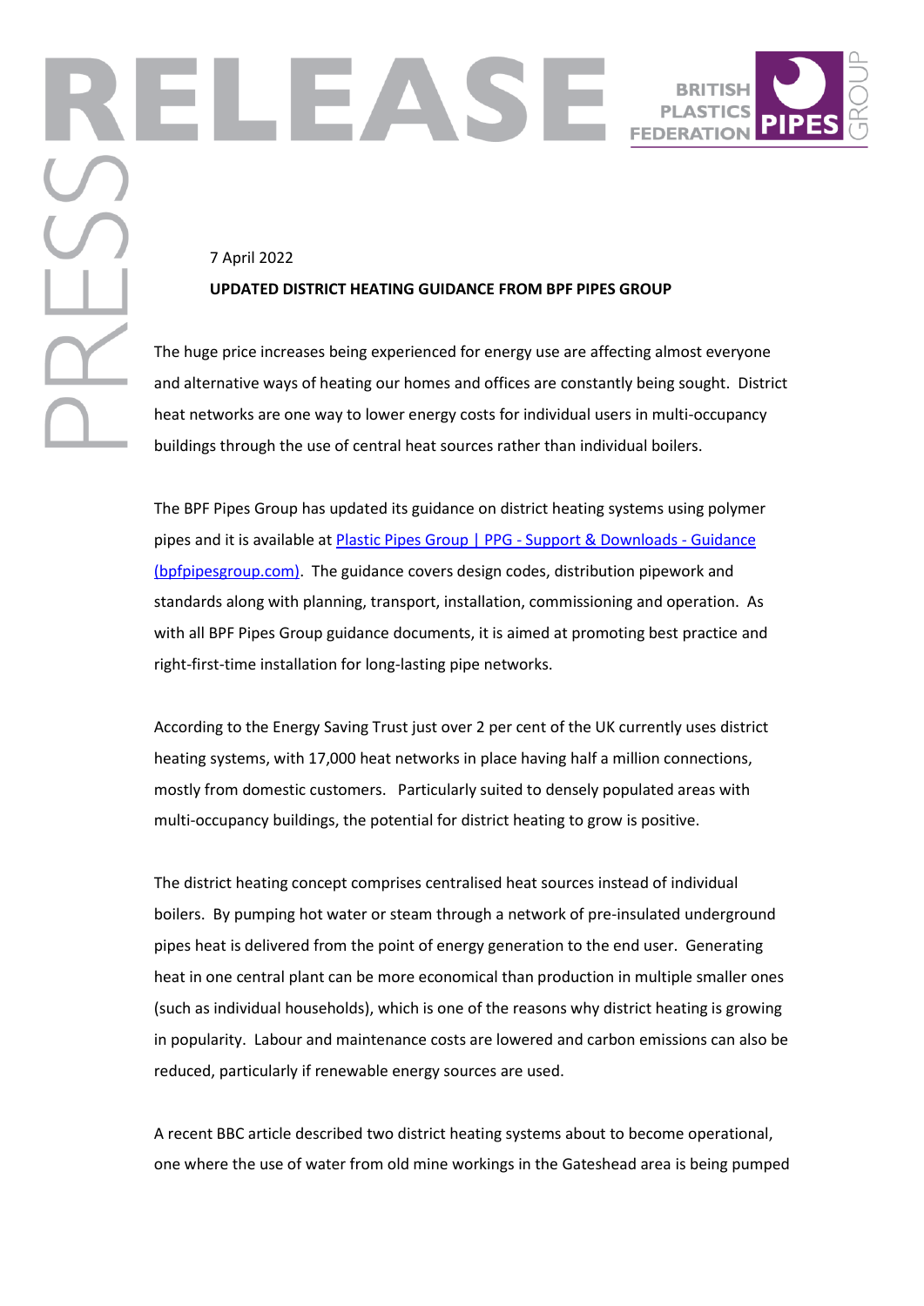7 April 2022

**UPDATED DISTRICT HEATING GUIDANCE FROM BPF PIPES GROUP**

The huge price increases being experienced for energy use are affecting almost everyone and alternative ways of heating our homes and offices are constantly being sought. District heat networks are one way to lower energy costs for individual users in multi-occupancy buildings through the use of central heat sources rather than individual boilers.

The BPF Pipes Group has updated its guidance on district heating systems using polymer pipes and it is available at [Plastic Pipes Group | PPG - Support & Downloads - Guidance (bpfpipesgroup.com)](bpfpipesgroup.com). The guidance covers design codes, distribution pipework and standards along with planning, transport, installation, commissioning and operation. As with all BPF Pipes Group guidance documents, it is aimed at promoting best practice and right-first-time installation for long-lasting pipe networks.

According to the Energy Saving Trust just over 2 per cent of the UK currently uses district heating systems, with 17,000 heat networks in place having half a million connections, mostly from domestic customers. Particularly suited to densely populated areas with multi-occupancy buildings, the potential for district heating to grow is positive.

The district heating concept comprises centralised heat sources instead of individual boilers. By pumping hot water or steam through a network of pre-insulated underground pipes heat is delivered from the point of energy generation to the end user. Generating heat in one central plant can be more economical than production in multiple smaller ones (such as individual households), which is one of the reasons why district heating is growing in popularity. Labour and maintenance costs are lowered and carbon emissions can also be reduced, particularly if renewable energy sources are used.

A recent BBC article described two district heating systems about to become operational, one where the use of water from old mine workings in the Gateshead area is being pumped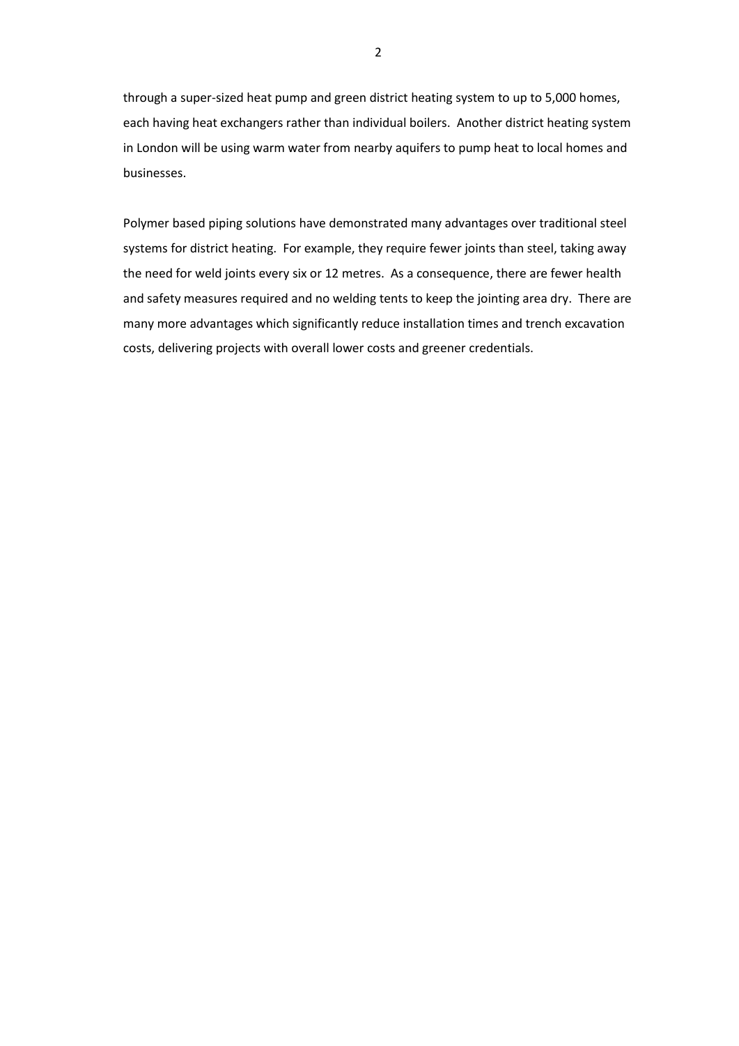through a super-sized heat pump and green district heating system to up to 5,000 homes, each having heat exchangers rather than individual boilers. Another district heating system in London will be using warm water from nearby aquifers to pump heat to local homes and businesses.

Polymer based piping solutions have demonstrated many advantages over traditional steel systems for district heating. For example, they require fewer joints than steel, taking away the need for weld joints every six or 12 metres. As a consequence, there are fewer health and safety measures required and no welding tents to keep the jointing area dry. There are many more advantages which significantly reduce installation times and trench excavation costs, delivering projects with overall lower costs and greener credentials.